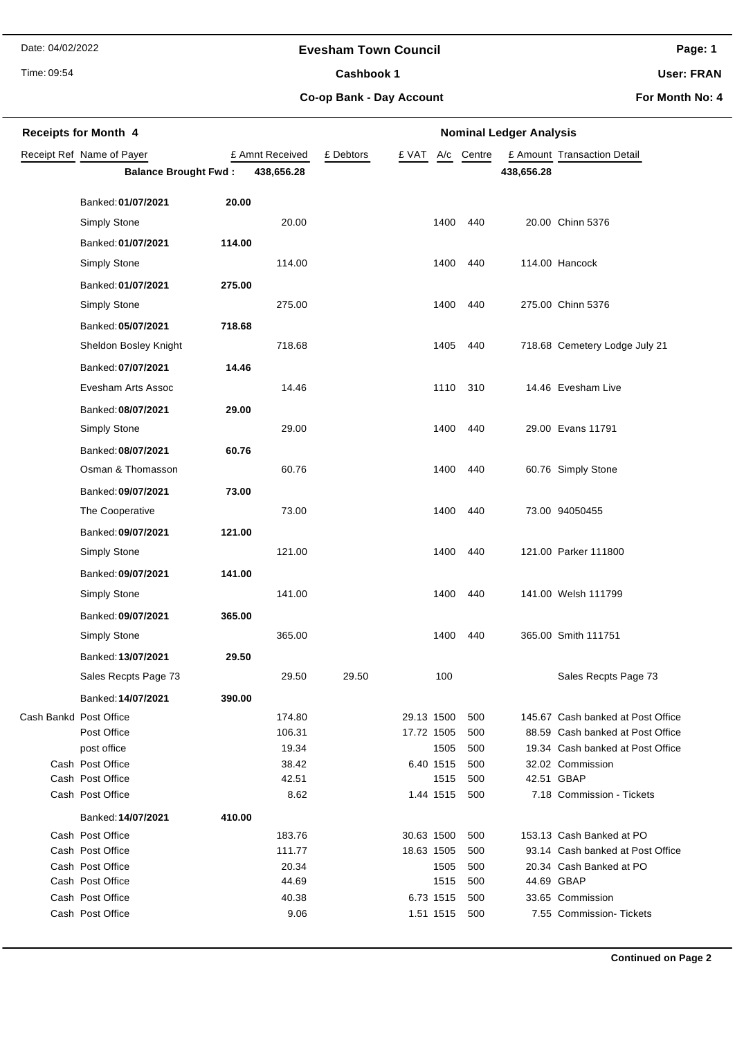Date: 04/02/2022

Time: 09:54

# Evesham Town Council

## Cashbook 1

### Co-op Bank - Day Account

**Page: 1**

**User: FRAN**

**For Month No: 4**

**Receipts for Month 4**

**Nominal Ledger Analysis**

| Receipt Ref | Name of Payer | | £ Amnt Received | £ Debtors | £ VAT | A/c | Centre | £ Amount | Transaction Detail |
|---|---|---|---|---|---|---|---|---|---|
| | **Balance Brought Fwd :** | | **438,656.28** | | | | | **438,656.28** | |
| | Banked: **01/07/2021** | **20.00** | | | | | | | |
| | Simply Stone | | 20.00 | | | 1400 | 440 | 20.00 | Chinn 5376 |
| | Banked: **01/07/2021** | **114.00** | | | | | | | |
| | Simply Stone | | 114.00 | | | 1400 | 440 | 114.00 | Hancock |
| | Banked: **01/07/2021** | **275.00** | | | | | | | |
| | Simply Stone | | 275.00 | | | 1400 | 440 | 275.00 | Chinn 5376 |
| | Banked: **05/07/2021** | **718.68** | | | | | | | |
| | Sheldon Bosley Knight | | 718.68 | | | 1405 | 440 | 718.68 | Cemetery Lodge July 21 |
| | Banked: **07/07/2021** | **14.46** | | | | | | | |
| | Evesham Arts Assoc | | 14.46 | | | 1110 | 310 | 14.46 | Evesham Live |
| | Banked: **08/07/2021** | **29.00** | | | | | | | |
| | Simply Stone | | 29.00 | | | 1400 | 440 | 29.00 | Evans 11791 |
| | Banked: **08/07/2021** | **60.76** | | | | | | | |
| | Osman & Thomasson | | 60.76 | | | 1400 | 440 | 60.76 | Simply Stone |
| | Banked: **09/07/2021** | **73.00** | | | | | | | |
| | The Cooperative | | 73.00 | | | 1400 | 440 | 73.00 | 94050455 |
| | Banked: **09/07/2021** | **121.00** | | | | | | | |
| | Simply Stone | | 121.00 | | | 1400 | 440 | 121.00 | Parker 111800 |
| | Banked: **09/07/2021** | **141.00** | | | | | | | |
| | Simply Stone | | 141.00 | | | 1400 | 440 | 141.00 | Welsh 111799 |
| | Banked: **09/07/2021** | **365.00** | | | | | | | |
| | Simply Stone | | 365.00 | | | 1400 | 440 | 365.00 | Smith 111751 |
| | Banked: **13/07/2021** | **29.50** | | | | | | | |
| | Sales Recpts Page 73 | | 29.50 | 29.50 | | 100 | | | Sales Recpts Page 73 |
| | Banked: **14/07/2021** | **390.00** | | | | | | | |
| Cash Bankd | Post Office | | 174.80 | | 29.13 | 1500 | 500 | 145.67 | Cash banked at Post Office |
| | Post Office | | 106.31 | | 17.72 | 1505 | 500 | 88.59 | Cash banked at Post Office |
| | post office | | 19.34 | | | 1505 | 500 | 19.34 | Cash banked at Post Office |
| Cash | Post Office | | 38.42 | | 6.40 | 1515 | 500 | 32.02 | Commission |
| Cash | Post Office | | 42.51 | | | 1515 | 500 | 42.51 | GBAP |
| Cash | Post Office | | 8.62 | | 1.44 | 1515 | 500 | 7.18 | Commission - Tickets |
| | Banked: **14/07/2021** | **410.00** | | | | | | | |
| Cash | Post Office | | 183.76 | | 30.63 | 1500 | 500 | 153.13 | Cash Banked at PO |
| Cash | Post Office | | 111.77 | | 18.63 | 1505 | 500 | 93.14 | Cash banked at Post Office |
| Cash | Post Office | | 20.34 | | | 1505 | 500 | 20.34 | Cash Banked at PO |
| Cash | Post Office | | 44.69 | | | 1515 | 500 | 44.69 | GBAP |
| Cash | Post Office | | 40.38 | | 6.73 | 1515 | 500 | 33.65 | Commission |
| Cash | Post Office | | 9.06 | | 1.51 | 1515 | 500 | 7.55 | Commission- Tickets |

**Continued on Page 2**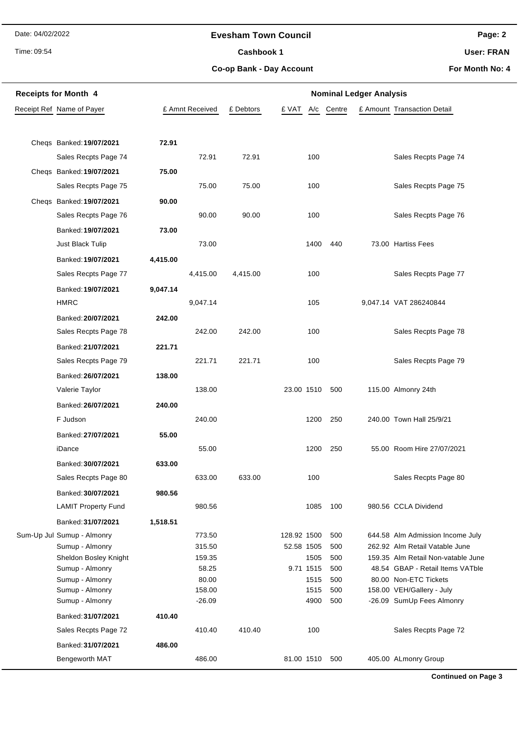# Evesham Town Council

**Cashbook 1**

**Co-op Bank - Day Account**

Date: 04/02/2022 | Time: 09:54 | User: FRAN | For Month No: 4

## Receipts for Month 4

| Receipt Ref | Name of Payer | | £ Amnt Received | £ Debtors | £ VAT | A/c | Centre | £ Amount | Transaction Detail |
|---|---|---|---|---|---|---|---|---|---|
| Cheqs | Banked: **19/07/2021** | **72.91** | | | | | | | |
| | Sales Recpts Page 74 | | 72.91 | 72.91 | | 100 | | | Sales Recpts Page 74 |
| Cheqs | Banked: **19/07/2021** | **75.00** | | | | | | | |
| | Sales Recpts Page 75 | | 75.00 | 75.00 | | 100 | | | Sales Recpts Page 75 |
| Cheqs | Banked: **19/07/2021** | **90.00** | | | | | | | |
| | Sales Recpts Page 76 | | 90.00 | 90.00 | | 100 | | | Sales Recpts Page 76 |
| | Banked: **19/07/2021** | **73.00** | | | | | | | |
| | Just Black Tulip | | 73.00 | | | 1400 | 440 | 73.00 | Hartiss Fees |
| | Banked: **19/07/2021** | **4,415.00** | | | | | | | |
| | Sales Recpts Page 77 | | 4,415.00 | 4,415.00 | | 100 | | | Sales Recpts Page 77 |
| | Banked: **19/07/2021** | **9,047.14** | | | | | | | |
| | HMRC | | 9,047.14 | | | 105 | | 9,047.14 | VAT 286240844 |
| | Banked: **20/07/2021** | **242.00** | | | | | | | |
| | Sales Recpts Page 78 | | 242.00 | 242.00 | | 100 | | | Sales Recpts Page 78 |
| | Banked: **21/07/2021** | **221.71** | | | | | | | |
| | Sales Recpts Page 79 | | 221.71 | 221.71 | | 100 | | | Sales Recpts Page 79 |
| | Banked: **26/07/2021** | **138.00** | | | | | | | |
| | Valerie Taylor | | 138.00 | | 23.00 | 1510 | 500 | 115.00 | Almonry 24th |
| | Banked: **26/07/2021** | **240.00** | | | | | | | |
| | F Judson | | 240.00 | | | 1200 | 250 | 240.00 | Town Hall 25/9/21 |
| | Banked: **27/07/2021** | **55.00** | | | | | | | |
| | iDance | | 55.00 | | | 1200 | 250 | 55.00 | Room Hire 27/07/2021 |
| | Banked: **30/07/2021** | **633.00** | | | | | | | |
| | Sales Recpts Page 80 | | 633.00 | 633.00 | | 100 | | | Sales Recpts Page 80 |
| | Banked: **30/07/2021** | **980.56** | | | | | | | |
| | LAMIT Property Fund | | 980.56 | | | 1085 | 100 | 980.56 | CCLA Dividend |
| | Banked: **31/07/2021** | **1,518.51** | | | | | | | |
| Sum-Up Jul | Sumup - Almonry | | 773.50 | | 128.92 | 1500 | 500 | 644.58 | Alm Admission Income July |
| | Sumup - Almonry | | 315.50 | | 52.58 | 1505 | 500 | 262.92 | Alm Retail Vatable June |
| | Sheldon Bosley Knight | | 159.35 | | | 1505 | 500 | 159.35 | Alm Retail Non-vatable June |
| | Sumup - Almonry | | 58.25 | | 9.71 | 1515 | 500 | 48.54 | GBAP - Retail Items VATble |
| | Sumup - Almonry | | 80.00 | | | 1515 | 500 | 80.00 | Non-ETC Tickets |
| | Sumup - Almonry | | 158.00 | | | 1515 | 500 | 158.00 | VEH/Gallery - July |
| | Sumup - Almonry | | -26.09 | | | 4900 | 500 | -26.09 | SumUp Fees Almonry |
| | Banked: **31/07/2021** | **410.40** | | | | | | | |
| | Sales Recpts Page 72 | | 410.40 | 410.40 | | 100 | | | Sales Recpts Page 72 |
| | Banked: **31/07/2021** | **486.00** | | | | | | | |
| | Bengeworth MAT | | 486.00 | | 81.00 | 1510 | 500 | 405.00 | ALmonry Group |

**Continued on Page 3**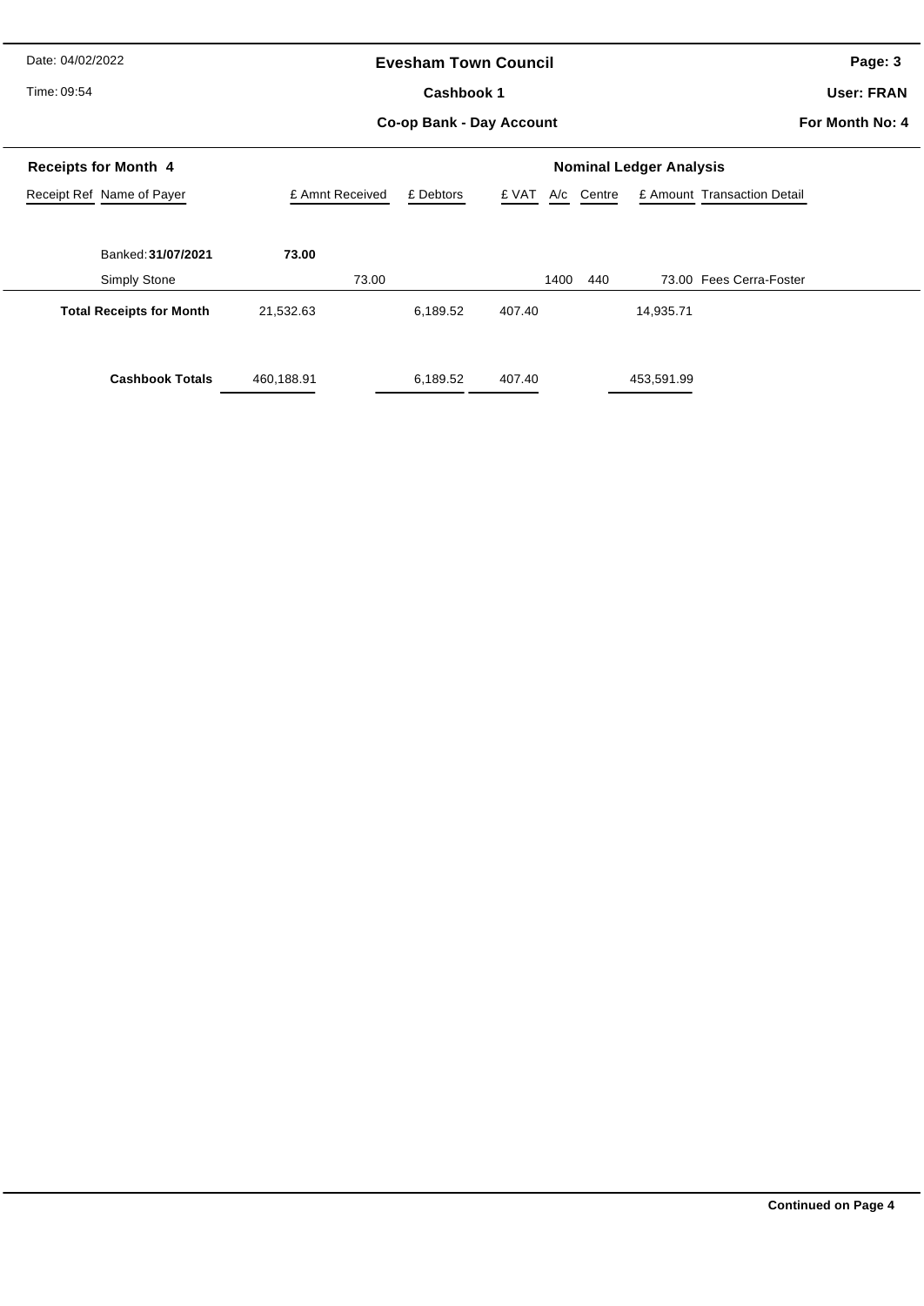**Evesham Town Council**

**Cashbook 1**

**Co-op Bank - Day Account**

Date: 04/02/2022

Time: 09:54

**User: FRAN**

**For Month No: 4**

**Receipts for Month 4** | **Nominal Ledger Analysis**

| Receipt Ref | Name of Payer | £ Amnt Received | | £ Debtors | £ VAT | A/c | Centre | £ Amount | Transaction Detail |
|---|---|---|---|---|---|---|---|---|---|
| | Banked: **31/07/2021** | **73.00** | | | | | | | |
| | Simply Stone | | 73.00 | | | 1400 | 440 | 73.00 | Fees Cerra-Foster |
| | **Total Receipts for Month** | 21,532.63 | | 6,189.52 | 407.40 | | | 14,935.71 | |
| | **Cashbook Totals** | 460,188.91 | | 6,189.52 | 407.40 | | | 453,591.99 | |

**Continued on Page 4**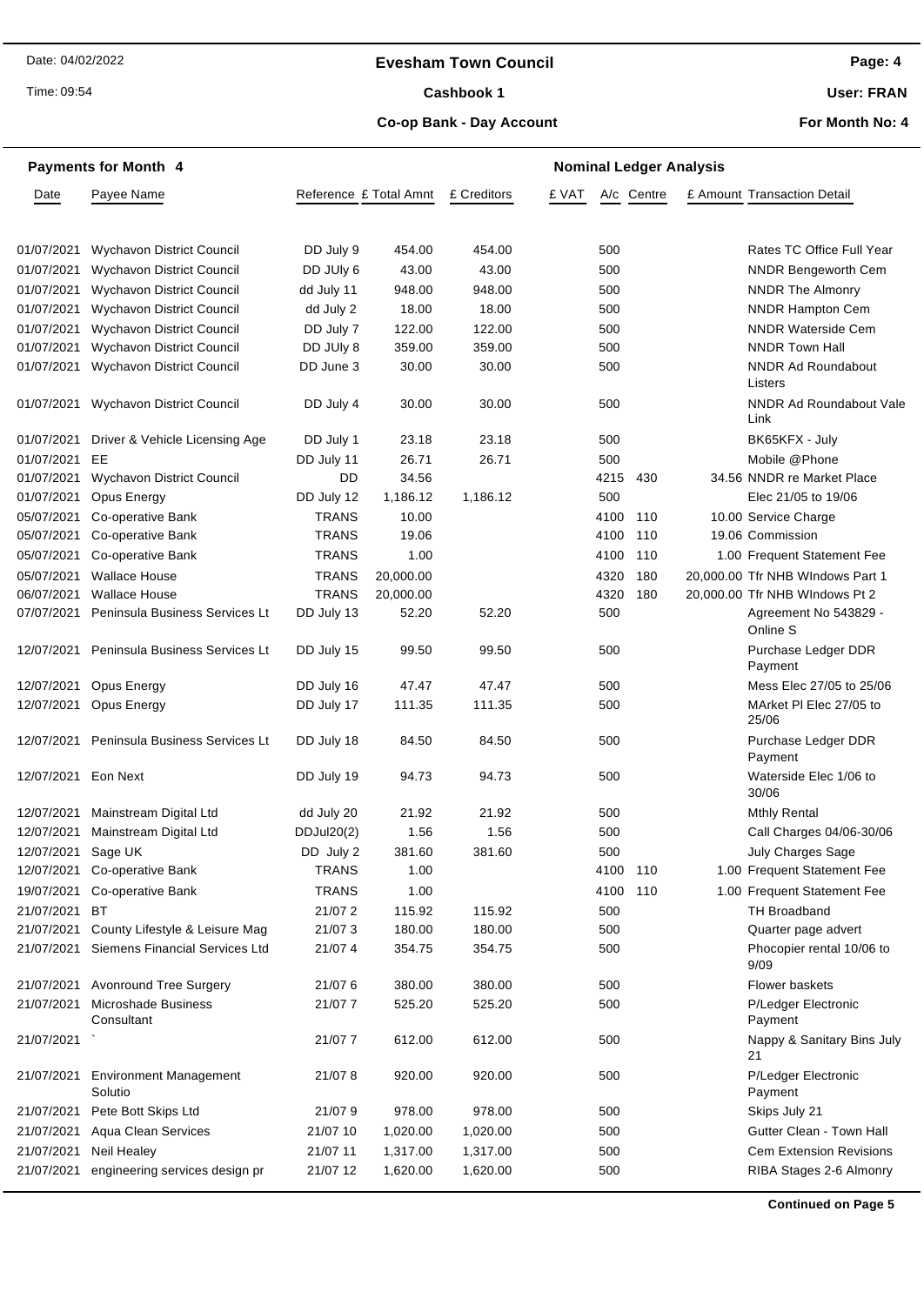Date: 04/02/2022

Time: 09:54

## Evesham Town Council

**Cashbook 1**

**Co-op Bank - Day Account**

**Page: 4**

**User: FRAN**

**For Month No: 4**

### Payments for Month 4

| Date | Payee Name | Reference | £ Total Amnt | £ Creditors | £ VAT | A/c | Centre | £ Amount | Transaction Detail |
|---|---|---|---|---|---|---|---|---|---|
| 01/07/2021 | Wychavon District Council | DD July 9 | 454.00 | 454.00 | | 500 | | | Rates TC Office Full Year |
| 01/07/2021 | Wychavon District Council | DD JUly 6 | 43.00 | 43.00 | | 500 | | | NNDR Bengeworth Cem |
| 01/07/2021 | Wychavon District Council | dd July 11 | 948.00 | 948.00 | | 500 | | | NNDR The Almonry |
| 01/07/2021 | Wychavon District Council | dd July 2 | 18.00 | 18.00 | | 500 | | | NNDR Hampton Cem |
| 01/07/2021 | Wychavon District Council | DD July 7 | 122.00 | 122.00 | | 500 | | | NNDR Waterside Cem |
| 01/07/2021 | Wychavon District Council | DD JUly 8 | 359.00 | 359.00 | | 500 | | | NNDR Town Hall |
| 01/07/2021 | Wychavon District Council | DD June 3 | 30.00 | 30.00 | | 500 | | | NNDR Ad Roundabout Listers |
| 01/07/2021 | Wychavon District Council | DD July 4 | 30.00 | 30.00 | | 500 | | | NNDR Ad Roundabout Vale Link |
| 01/07/2021 | Driver & Vehicle Licensing Age | DD July 1 | 23.18 | 23.18 | | 500 | | | BK65KFX - July |
| 01/07/2021 | EE | DD July 11 | 26.71 | 26.71 | | 500 | | | Mobile @Phone |
| 01/07/2021 | Wychavon District Council | DD | 34.56 | | | 4215 | 430 | 34.56 | NNDR re Market Place |
| 01/07/2021 | Opus Energy | DD July 12 | 1,186.12 | 1,186.12 | | 500 | | | Elec 21/05 to 19/06 |
| 05/07/2021 | Co-operative Bank | TRANS | 10.00 | | | 4100 | 110 | 10.00 | Service Charge |
| 05/07/2021 | Co-operative Bank | TRANS | 19.06 | | | 4100 | 110 | 19.06 | Commission |
| 05/07/2021 | Co-operative Bank | TRANS | 1.00 | | | 4100 | 110 | 1.00 | Frequent Statement Fee |
| 05/07/2021 | Wallace House | TRANS | 20,000.00 | | | 4320 | 180 | 20,000.00 | Tfr NHB WIndows Part 1 |
| 06/07/2021 | Wallace House | TRANS | 20,000.00 | | | 4320 | 180 | 20,000.00 | Tfr NHB WIndows Pt 2 |
| 07/07/2021 | Peninsula Business Services Lt | DD July 13 | 52.20 | 52.20 | | 500 | | | Agreement No 543829 - Online S |
| 12/07/2021 | Peninsula Business Services Lt | DD July 15 | 99.50 | 99.50 | | 500 | | | Purchase Ledger DDR Payment |
| 12/07/2021 | Opus Energy | DD July 16 | 47.47 | 47.47 | | 500 | | | Mess Elec 27/05 to 25/06 |
| 12/07/2021 | Opus Energy | DD July 17 | 111.35 | 111.35 | | 500 | | | MArket Pl Elec 27/05 to 25/06 |
| 12/07/2021 | Peninsula Business Services Lt | DD July 18 | 84.50 | 84.50 | | 500 | | | Purchase Ledger DDR Payment |
| 12/07/2021 | Eon Next | DD July 19 | 94.73 | 94.73 | | 500 | | | Waterside Elec 1/06 to 30/06 |
| 12/07/2021 | Mainstream Digital Ltd | dd July 20 | 21.92 | 21.92 | | 500 | | | Mthly Rental |
| 12/07/2021 | Mainstream Digital Ltd | DDJul20(2) | 1.56 | 1.56 | | 500 | | | Call Charges 04/06-30/06 |
| 12/07/2021 | Sage UK | DD July 2 | 381.60 | 381.60 | | 500 | | | July Charges Sage |
| 12/07/2021 | Co-operative Bank | TRANS | 1.00 | | | 4100 | 110 | 1.00 | Frequent Statement Fee |
| 19/07/2021 | Co-operative Bank | TRANS | 1.00 | | | 4100 | 110 | 1.00 | Frequent Statement Fee |
| 21/07/2021 | BT | 21/07 2 | 115.92 | 115.92 | | 500 | | | TH Broadband |
| 21/07/2021 | County Lifestyle & Leisure Mag | 21/07 3 | 180.00 | 180.00 | | 500 | | | Quarter page advert |
| 21/07/2021 | Siemens Financial Services Ltd | 21/07 4 | 354.75 | 354.75 | | 500 | | | Phocopier rental 10/06 to 9/09 |
| 21/07/2021 | Avonround Tree Surgery | 21/07 6 | 380.00 | 380.00 | | 500 | | | Flower baskets |
| 21/07/2021 | Microshade Business Consultant | 21/07 7 | 525.20 | 525.20 | | 500 | | | P/Ledger Electronic Payment |
| 21/07/2021 | ` | 21/07 7 | 612.00 | 612.00 | | 500 | | | Nappy & Sanitary Bins July 21 |
| 21/07/2021 | Environment Management Solutio | 21/07 8 | 920.00 | 920.00 | | 500 | | | P/Ledger Electronic Payment |
| 21/07/2021 | Pete Bott Skips Ltd | 21/07 9 | 978.00 | 978.00 | | 500 | | | Skips July 21 |
| 21/07/2021 | Aqua Clean Services | 21/07 10 | 1,020.00 | 1,020.00 | | 500 | | | Gutter Clean - Town Hall |
| 21/07/2021 | Neil Healey | 21/07 11 | 1,317.00 | 1,317.00 | | 500 | | | Cem Extension Revisions |
| 21/07/2021 | engineering services design pr | 21/07 12 | 1,620.00 | 1,620.00 | | 500 | | | RIBA Stages 2-6 Almonry |

**Continued on Page 5**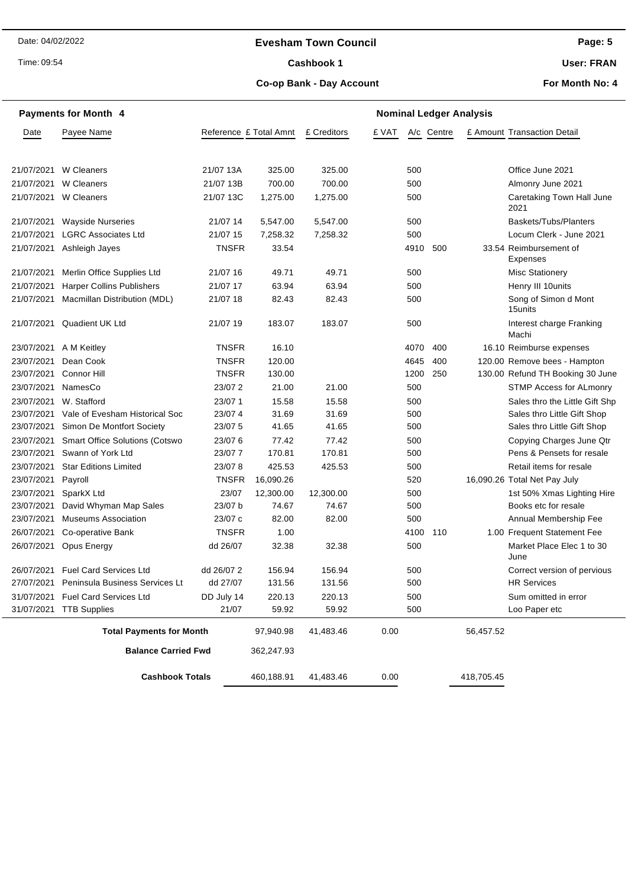Date: 04/02/2022

Time: 09:54

## Evesham Town Council

### Cashbook 1

### Co-op Bank - Day Account

**User: FRAN**

**For Month No: 4**

**Payments for Month 4** | **Nominal Ledger Analysis**

| Date | Payee Name | Reference | £ Total Amnt | £ Creditors | £ VAT | A/c | Centre | £ Amount | Transaction Detail |
|---|---|---|---|---|---|---|---|---|---|
| 21/07/2021 | W Cleaners | 21/07 13A | 325.00 | 325.00 | | 500 | | | Office June 2021 |
| 21/07/2021 | W Cleaners | 21/07 13B | 700.00 | 700.00 | | 500 | | | Almonry June 2021 |
| 21/07/2021 | W Cleaners | 21/07 13C | 1,275.00 | 1,275.00 | | 500 | | | Caretaking Town Hall June 2021 |
| 21/07/2021 | Wayside Nurseries | 21/07 14 | 5,547.00 | 5,547.00 | | 500 | | | Baskets/Tubs/Planters |
| 21/07/2021 | LGRC Associates Ltd | 21/07 15 | 7,258.32 | 7,258.32 | | 500 | | | Locum Clerk - June 2021 |
| 21/07/2021 | Ashleigh Jayes | TNSFR | 33.54 | | | 4910 | 500 | 33.54 | Reimbursement of Expenses |
| 21/07/2021 | Merlin Office Supplies Ltd | 21/07 16 | 49.71 | 49.71 | | 500 | | | Misc Stationery |
| 21/07/2021 | Harper Collins Publishers | 21/07 17 | 63.94 | 63.94 | | 500 | | | Henry III 10units |
| 21/07/2021 | Macmillan Distribution (MDL) | 21/07 18 | 82.43 | 82.43 | | 500 | | | Song of Simon d Mont 15units |
| 21/07/2021 | Quadient UK Ltd | 21/07 19 | 183.07 | 183.07 | | 500 | | | Interest charge Franking Machi |
| 23/07/2021 | A M Keitley | TNSFR | 16.10 | | | 4070 | 400 | 16.10 | Reimburse expenses |
| 23/07/2021 | Dean Cook | TNSFR | 120.00 | | | 4645 | 400 | 120.00 | Remove bees - Hampton |
| 23/07/2021 | Connor Hill | TNSFR | 130.00 | | | 1200 | 250 | 130.00 | Refund TH Booking 30 June |
| 23/07/2021 | NamesCo | 23/07 2 | 21.00 | 21.00 | | 500 | | | STMP Access for ALmonry |
| 23/07/2021 | W. Stafford | 23/07 1 | 15.58 | 15.58 | | 500 | | | Sales thro the Little Gift Shp |
| 23/07/2021 | Vale of Evesham Historical Soc | 23/07 4 | 31.69 | 31.69 | | 500 | | | Sales thro Little Gift Shop |
| 23/07/2021 | Simon De Montfort Society | 23/07 5 | 41.65 | 41.65 | | 500 | | | Sales thro Little Gift Shop |
| 23/07/2021 | Smart Office Solutions (Cotswo | 23/07 6 | 77.42 | 77.42 | | 500 | | | Copying Charges June Qtr |
| 23/07/2021 | Swann of York Ltd | 23/07 7 | 170.81 | 170.81 | | 500 | | | Pens & Pensets for resale |
| 23/07/2021 | Star Editions Limited | 23/07 8 | 425.53 | 425.53 | | 500 | | | Retail items for resale |
| 23/07/2021 | Payroll | TNSFR | 16,090.26 | | | 520 | | 16,090.26 | Total Net Pay July |
| 23/07/2021 | SparkX Ltd | 23/07 | 12,300.00 | 12,300.00 | | 500 | | | 1st 50% Xmas Lighting Hire |
| 23/07/2021 | David Whyman Map Sales | 23/07 b | 74.67 | 74.67 | | 500 | | | Books etc for resale |
| 23/07/2021 | Museums Association | 23/07 c | 82.00 | 82.00 | | 500 | | | Annual Membership Fee |
| 26/07/2021 | Co-operative Bank | TNSFR | 1.00 | | | 4100 | 110 | 1.00 | Frequent Statement Fee |
| 26/07/2021 | Opus Energy | dd 26/07 | 32.38 | 32.38 | | 500 | | | Market Place Elec 1 to 30 June |
| 26/07/2021 | Fuel Card Services Ltd | dd 26/07 2 | 156.94 | 156.94 | | 500 | | | Correct version of pervious |
| 27/07/2021 | Peninsula Business Services Lt | dd 27/07 | 131.56 | 131.56 | | 500 | | | HR Services |
| 31/07/2021 | Fuel Card Services Ltd | DD July 14 | 220.13 | 220.13 | | 500 | | | Sum omitted in error |
| 31/07/2021 | TTB Supplies | 21/07 | 59.92 | 59.92 | | 500 | | | Loo Paper etc |
| | **Total Payments for Month** | | 97,940.98 | 41,483.46 | 0.00 | | | 56,457.52 | |
| | **Balance Carried Fwd** | | 362,247.93 | | | | | | |
| | **Cashbook Totals** | | 460,188.91 | 41,483.46 | 0.00 | | | 418,705.45 | |